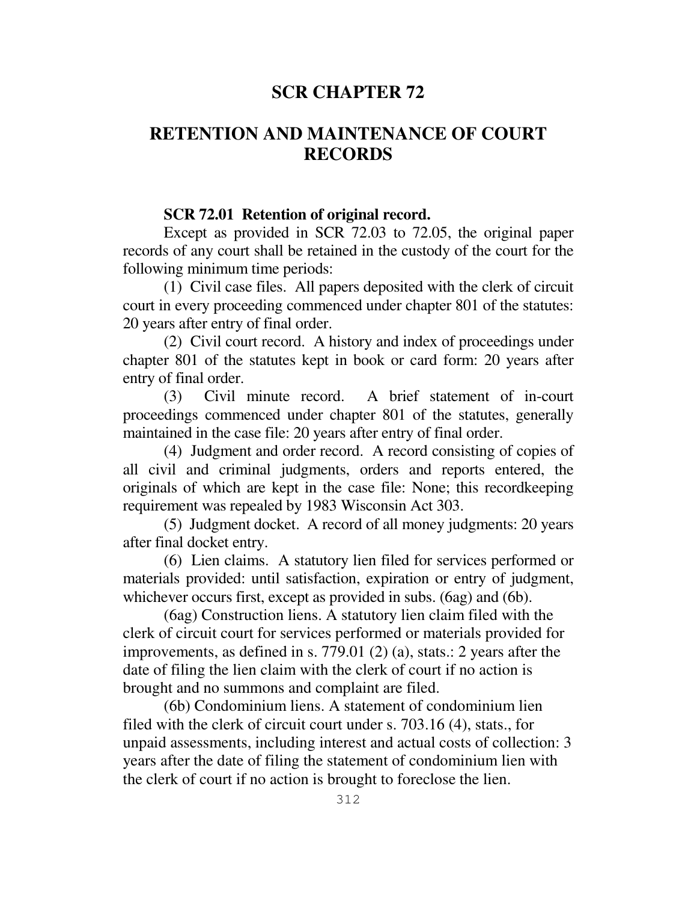# SCR CHAPTER 72

## RETENTION AND MAINTENANCE OF COURT RECORDS

### SCR 72.01 Retention of original record.

Except as provided in SCR 72.03 to 72.05, the original paper records of any court shall be retained in the custody of the court for the following minimum time periods:

(1) Civil case files. All papers deposited with the clerk of circuit court in every proceeding commenced under chapter 801 of the statutes: 20 years after entry of final order.

(2) Civil court record. A history and index of proceedings under chapter 801 of the statutes kept in book or card form: 20 years after entry of final order.

(3) Civil minute record. A brief statement of in-court proceedings commenced under chapter 801 of the statutes, generally maintained in the case file: 20 years after entry of final order.

(4) Judgment and order record. A record consisting of copies of all civil and criminal judgments, orders and reports entered, the originals of which are kept in the case file: None; this recordkeeping requirement was repealed by 1983 Wisconsin Act 303.

(5) Judgment docket. A record of all money judgments: 20 years after final docket entry.

(6) Lien claims. A statutory lien filed for services performed or materials provided: until satisfaction, expiration or entry of judgment, whichever occurs first, except as provided in subs. (6ag) and (6b).

(6ag) Construction liens. A statutory lien claim filed with the clerk of circuit court for services performed or materials provided for improvements, as defined in s. 779.01 (2) (a), stats.: 2 years after the date of filing the lien claim with the clerk of court if no action is brought and no summons and complaint are filed.

(6b) Condominium liens. A statement of condominium lien filed with the clerk of circuit court under s. 703.16 (4), stats., for unpaid assessments, including interest and actual costs of collection: 3 years after the date of filing the statement of condominium lien with the clerk of court if no action is brought to foreclose the lien.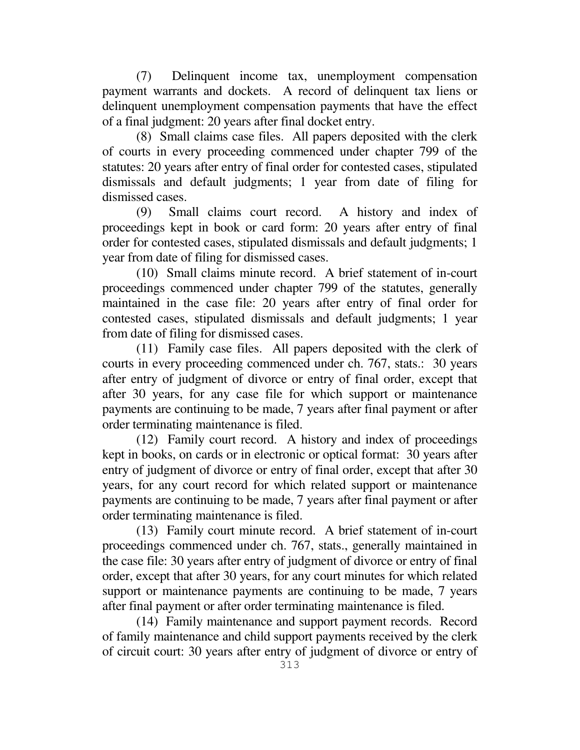(7) Delinquent income tax, unemployment compensation payment warrants and dockets. A record of delinquent tax liens or delinquent unemployment compensation payments that have the effect of a final judgment: 20 years after final docket entry.

(8) Small claims case files. All papers deposited with the clerk of courts in every proceeding commenced under chapter 799 of the statutes: 20 years after entry of final order for contested cases, stipulated dismissals and default judgments; 1 year from date of filing for dismissed cases.

(9) Small claims court record. A history and index of proceedings kept in book or card form: 20 years after entry of final order for contested cases, stipulated dismissals and default judgments; 1 year from date of filing for dismissed cases.

(10) Small claims minute record. A brief statement of in-court proceedings commenced under chapter 799 of the statutes, generally maintained in the case file: 20 years after entry of final order for contested cases, stipulated dismissals and default judgments; 1 year from date of filing for dismissed cases.

(11) Family case files. All papers deposited with the clerk of courts in every proceeding commenced under ch. 767, stats.: 30 years after entry of judgment of divorce or entry of final order, except that after 30 years, for any case file for which support or maintenance payments are continuing to be made, 7 years after final payment or after order terminating maintenance is filed.

(12) Family court record. A history and index of proceedings kept in books, on cards or in electronic or optical format: 30 years after entry of judgment of divorce or entry of final order, except that after 30 years, for any court record for which related support or maintenance payments are continuing to be made, 7 years after final payment or after order terminating maintenance is filed.

(13) Family court minute record. A brief statement of in-court proceedings commenced under ch. 767, stats., generally maintained in the case file: 30 years after entry of judgment of divorce or entry of final order, except that after 30 years, for any court minutes for which related support or maintenance payments are continuing to be made, 7 years after final payment or after order terminating maintenance is filed.

(14) Family maintenance and support payment records. Record of family maintenance and child support payments received by the clerk of circuit court: 30 years after entry of judgment of divorce or entry of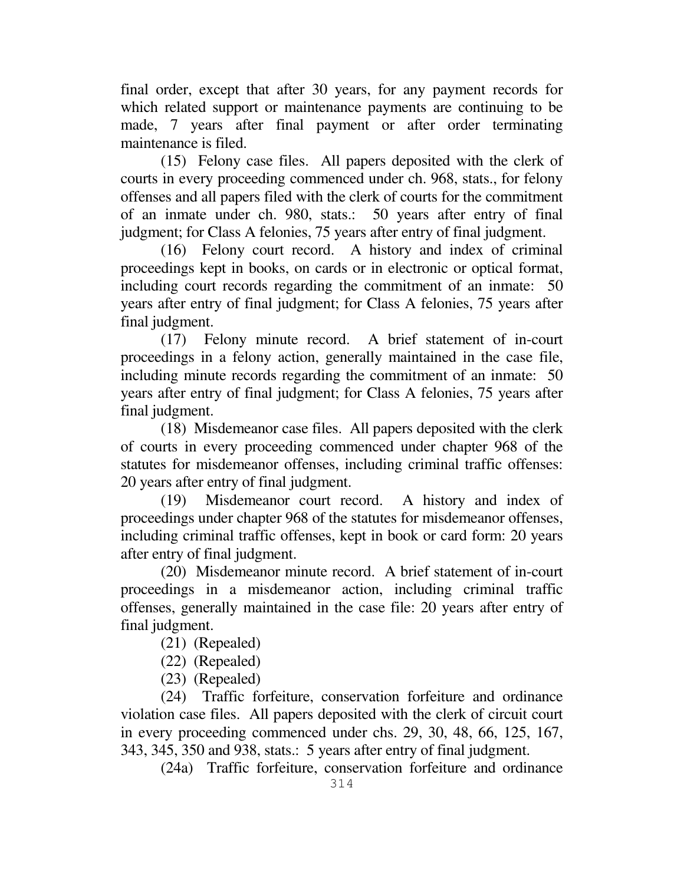final order, except that after 30 years, for any payment records for which related support or maintenance payments are continuing to be made, 7 years after final payment or after order terminating maintenance is filed.

(15) Felony case files. All papers deposited with the clerk of courts in every proceeding commenced under ch. 968, stats., for felony offenses and all papers filed with the clerk of courts for the commitment of an inmate under ch. 980, stats.: 50 years after entry of final judgment; for Class A felonies, 75 years after entry of final judgment.

(16) Felony court record. A history and index of criminal proceedings kept in books, on cards or in electronic or optical format, including court records regarding the commitment of an inmate: 50 years after entry of final judgment; for Class A felonies, 75 years after final judgment.

(17) Felony minute record. A brief statement of in-court proceedings in a felony action, generally maintained in the case file, including minute records regarding the commitment of an inmate: 50 years after entry of final judgment; for Class A felonies, 75 years after final judgment.

(18) Misdemeanor case files. All papers deposited with the clerk of courts in every proceeding commenced under chapter 968 of the statutes for misdemeanor offenses, including criminal traffic offenses: 20 years after entry of final judgment.

(19) Misdemeanor court record. A history and index of proceedings under chapter 968 of the statutes for misdemeanor offenses, including criminal traffic offenses, kept in book or card form: 20 years after entry of final judgment.

(20) Misdemeanor minute record. A brief statement of in-court proceedings in a misdemeanor action, including criminal traffic offenses, generally maintained in the case file: 20 years after entry of final judgment.

(21) (Repealed)

(22) (Repealed)

(23) (Repealed)

(24) Traffic forfeiture, conservation forfeiture and ordinance violation case files. All papers deposited with the clerk of circuit court in every proceeding commenced under chs. 29, 30, 48, 66, 125, 167, 343, 345, 350 and 938, stats.: 5 years after entry of final judgment.

(24a) Traffic forfeiture, conservation forfeiture and ordinance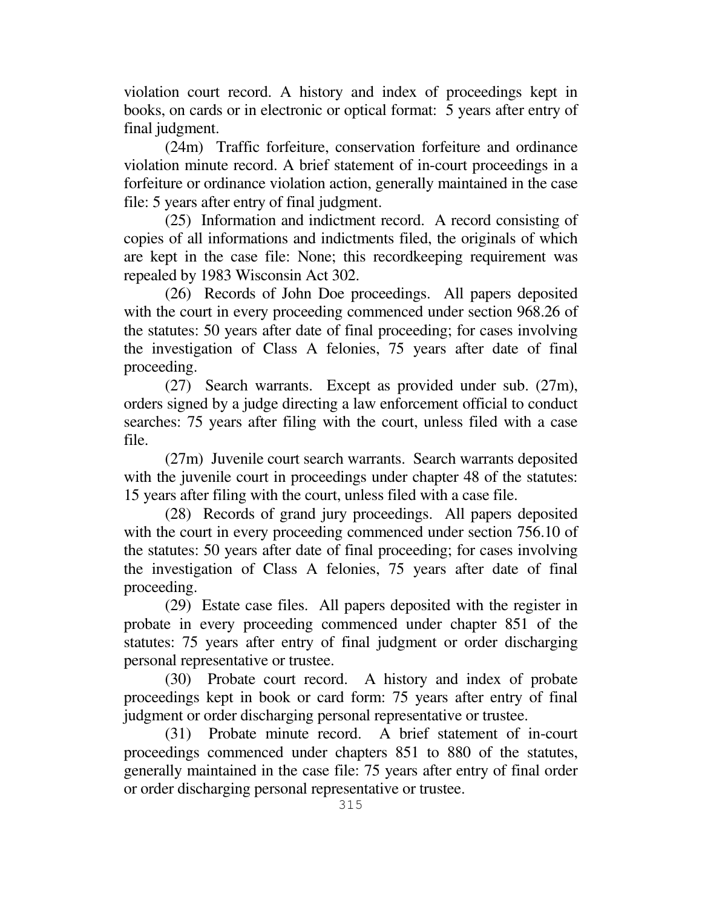violation court record. A history and index of proceedings kept in books, on cards or in electronic or optical format: 5 years after entry of final judgment.

(24m) Traffic forfeiture, conservation forfeiture and ordinance violation minute record. A brief statement of in-court proceedings in a forfeiture or ordinance violation action, generally maintained in the case file: 5 years after entry of final judgment.

(25) Information and indictment record. A record consisting of copies of all informations and indictments filed, the originals of which are kept in the case file: None; this recordkeeping requirement was repealed by 1983 Wisconsin Act 302.

(26) Records of John Doe proceedings. All papers deposited with the court in every proceeding commenced under section 968.26 of the statutes: 50 years after date of final proceeding; for cases involving the investigation of Class A felonies, 75 years after date of final proceeding.

(27) Search warrants. Except as provided under sub. (27m), orders signed by a judge directing a law enforcement official to conduct searches: 75 years after filing with the court, unless filed with a case file.

(27m) Juvenile court search warrants. Search warrants deposited with the juvenile court in proceedings under chapter 48 of the statutes: 15 years after filing with the court, unless filed with a case file.

(28) Records of grand jury proceedings. All papers deposited with the court in every proceeding commenced under section 756.10 of the statutes: 50 years after date of final proceeding; for cases involving the investigation of Class A felonies, 75 years after date of final proceeding.

(29) Estate case files. All papers deposited with the register in probate in every proceeding commenced under chapter 851 of the statutes: 75 years after entry of final judgment or order discharging personal representative or trustee.

(30) Probate court record. A history and index of probate proceedings kept in book or card form: 75 years after entry of final judgment or order discharging personal representative or trustee.

(31) Probate minute record. A brief statement of in-court proceedings commenced under chapters 851 to 880 of the statutes, generally maintained in the case file: 75 years after entry of final order or order discharging personal representative or trustee.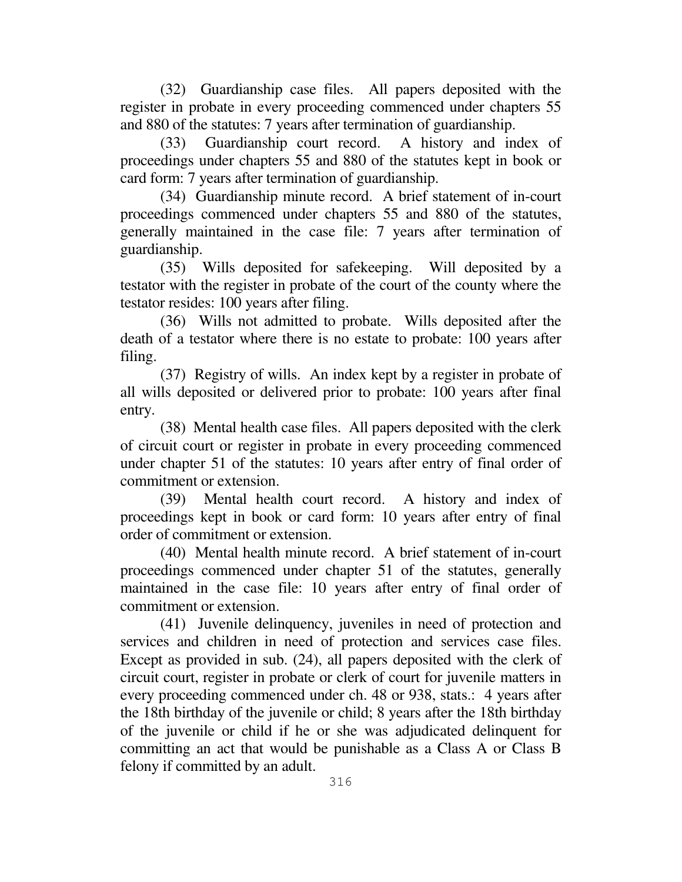(32) Guardianship case files. All papers deposited with the register in probate in every proceeding commenced under chapters 55 and 880 of the statutes: 7 years after termination of guardianship.

(33) Guardianship court record. A history and index of proceedings under chapters 55 and 880 of the statutes kept in book or card form: 7 years after termination of guardianship.

(34) Guardianship minute record. A brief statement of in-court proceedings commenced under chapters 55 and 880 of the statutes, generally maintained in the case file: 7 years after termination of guardianship.

(35) Wills deposited for safekeeping. Will deposited by a testator with the register in probate of the court of the county where the testator resides: 100 years after filing.

(36) Wills not admitted to probate. Wills deposited after the death of a testator where there is no estate to probate: 100 years after filing.

(37) Registry of wills. An index kept by a register in probate of all wills deposited or delivered prior to probate: 100 years after final entry.

(38) Mental health case files. All papers deposited with the clerk of circuit court or register in probate in every proceeding commenced under chapter 51 of the statutes: 10 years after entry of final order of commitment or extension.

(39) Mental health court record. A history and index of proceedings kept in book or card form: 10 years after entry of final order of commitment or extension.

(40) Mental health minute record. A brief statement of in-court proceedings commenced under chapter 51 of the statutes, generally maintained in the case file: 10 years after entry of final order of commitment or extension.

(41) Juvenile delinquency, juveniles in need of protection and services and children in need of protection and services case files. Except as provided in sub. (24), all papers deposited with the clerk of circuit court, register in probate or clerk of court for juvenile matters in every proceeding commenced under ch. 48 or 938, stats.: 4 years after the 18th birthday of the juvenile or child; 8 years after the 18th birthday of the juvenile or child if he or she was adjudicated delinquent for committing an act that would be punishable as a Class A or Class B felony if committed by an adult.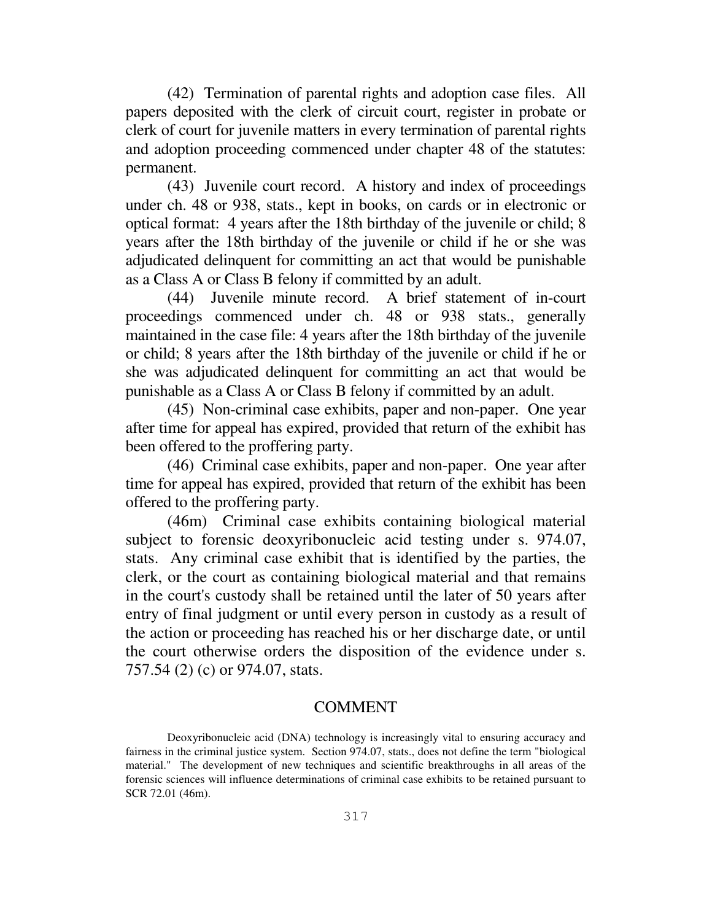(42) Termination of parental rights and adoption case files. All papers deposited with the clerk of circuit court, register in probate or clerk of court for juvenile matters in every termination of parental rights and adoption proceeding commenced under chapter 48 of the statutes: permanent.

(43) Juvenile court record. A history and index of proceedings under ch. 48 or 938, stats., kept in books, on cards or in electronic or optical format: 4 years after the 18th birthday of the juvenile or child; 8 years after the 18th birthday of the juvenile or child if he or she was adjudicated delinquent for committing an act that would be punishable as a Class A or Class B felony if committed by an adult.

(44) Juvenile minute record. A brief statement of in-court proceedings commenced under ch. 48 or 938 stats., generally maintained in the case file: 4 years after the 18th birthday of the juvenile or child; 8 years after the 18th birthday of the juvenile or child if he or she was adjudicated delinquent for committing an act that would be punishable as a Class A or Class B felony if committed by an adult.

(45) Non-criminal case exhibits, paper and non-paper. One year after time for appeal has expired, provided that return of the exhibit has been offered to the proffering party.

(46) Criminal case exhibits, paper and non-paper. One year after time for appeal has expired, provided that return of the exhibit has been offered to the proffering party.

(46m) Criminal case exhibits containing biological material subject to forensic deoxyribonucleic acid testing under s. 974.07, stats. Any criminal case exhibit that is identified by the parties, the clerk, or the court as containing biological material and that remains in the court's custody shall be retained until the later of 50 years after entry of final judgment or until every person in custody as a result of the action or proceeding has reached his or her discharge date, or until the court otherwise orders the disposition of the evidence under s. 757.54 (2) (c) or 974.07, stats.

## COMMENT

Deoxyribonucleic acid (DNA) technology is increasingly vital to ensuring accuracy and fairness in the criminal justice system. Section 974.07, stats., does not define the term "biological material." The development of new techniques and scientific breakthroughs in all areas of the forensic sciences will influence determinations of criminal case exhibits to be retained pursuant to SCR 72.01 (46m).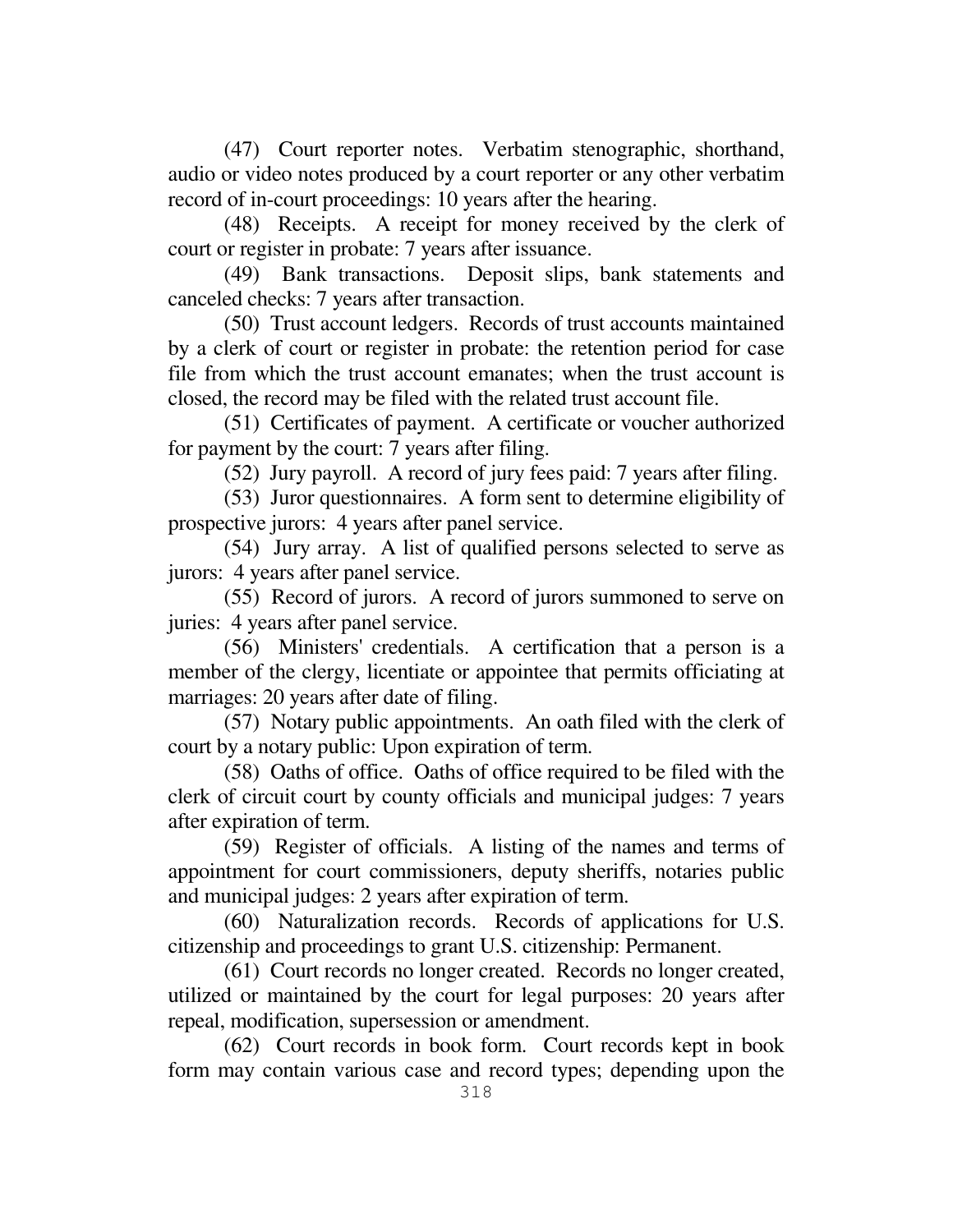(47) Court reporter notes. Verbatim stenographic, shorthand, audio or video notes produced by a court reporter or any other verbatim record of in-court proceedings: 10 years after the hearing.

(48) Receipts. A receipt for money received by the clerk of court or register in probate: 7 years after issuance.

(49) Bank transactions. Deposit slips, bank statements and canceled checks: 7 years after transaction.

(50) Trust account ledgers. Records of trust accounts maintained by a clerk of court or register in probate: the retention period for case file from which the trust account emanates; when the trust account is closed, the record may be filed with the related trust account file.

(51) Certificates of payment. A certificate or voucher authorized for payment by the court: 7 years after filing.

(52) Jury payroll. A record of jury fees paid: 7 years after filing.

(53) Juror questionnaires. A form sent to determine eligibility of prospective jurors: 4 years after panel service.

(54) Jury array. A list of qualified persons selected to serve as jurors: 4 years after panel service.

(55) Record of jurors. A record of jurors summoned to serve on juries: 4 years after panel service.

(56) Ministers' credentials. A certification that a person is a member of the clergy, licentiate or appointee that permits officiating at marriages: 20 years after date of filing.

(57) Notary public appointments. An oath filed with the clerk of court by a notary public: Upon expiration of term.

(58) Oaths of office. Oaths of office required to be filed with the clerk of circuit court by county officials and municipal judges: 7 years after expiration of term.

(59) Register of officials. A listing of the names and terms of appointment for court commissioners, deputy sheriffs, notaries public and municipal judges: 2 years after expiration of term.

(60) Naturalization records. Records of applications for U.S. citizenship and proceedings to grant U.S. citizenship: Permanent.

(61) Court records no longer created. Records no longer created, utilized or maintained by the court for legal purposes: 20 years after repeal, modification, supersession or amendment.

(62) Court records in book form. Court records kept in book form may contain various case and record types; depending upon the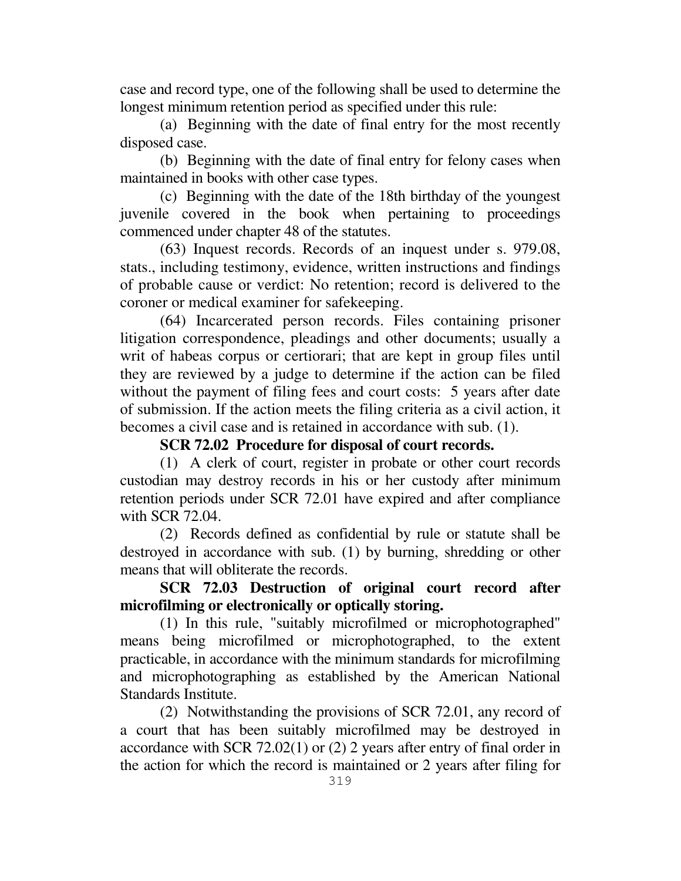case and record type, one of the following shall be used to determine the longest minimum retention period as specified under this rule:

(a) Beginning with the date of final entry for the most recently disposed case.

(b) Beginning with the date of final entry for felony cases when maintained in books with other case types.

(c) Beginning with the date of the 18th birthday of the youngest juvenile covered in the book when pertaining to proceedings commenced under chapter 48 of the statutes.

(63) Inquest records. Records of an inquest under s. 979.08, stats., including testimony, evidence, written instructions and findings of probable cause or verdict: No retention; record is delivered to the coroner or medical examiner for safekeeping.

(64) Incarcerated person records. Files containing prisoner litigation correspondence, pleadings and other documents; usually a writ of habeas corpus or certiorari; that are kept in group files until they are reviewed by a judge to determine if the action can be filed without the payment of filing fees and court costs: 5 years after date of submission. If the action meets the filing criteria as a civil action, it becomes a civil case and is retained in accordance with sub. (1).

**SCR 72.02 Procedure for disposal of court records.**

(1) A clerk of court, register in probate or other court records custodian may destroy records in his or her custody after minimum retention periods under SCR 72.01 have expired and after compliance with SCR 72.04.

(2) Records defined as confidential by rule or statute shall be destroyed in accordance with sub. (1) by burning, shredding or other means that will obliterate the records.

**SCR 72.03 Destruction of original court record after microfilming or electronically or optically storing.**

(1) In this rule, "suitably microfilmed or microphotographed" means being microfilmed or microphotographed, to the extent practicable, in accordance with the minimum standards for microfilming and microphotographing as established by the American National Standards Institute.

(2) Notwithstanding the provisions of SCR 72.01, any record of a court that has been suitably microfilmed may be destroyed in accordance with SCR 72.02(1) or (2) 2 years after entry of final order in the action for which the record is maintained or 2 years after filing for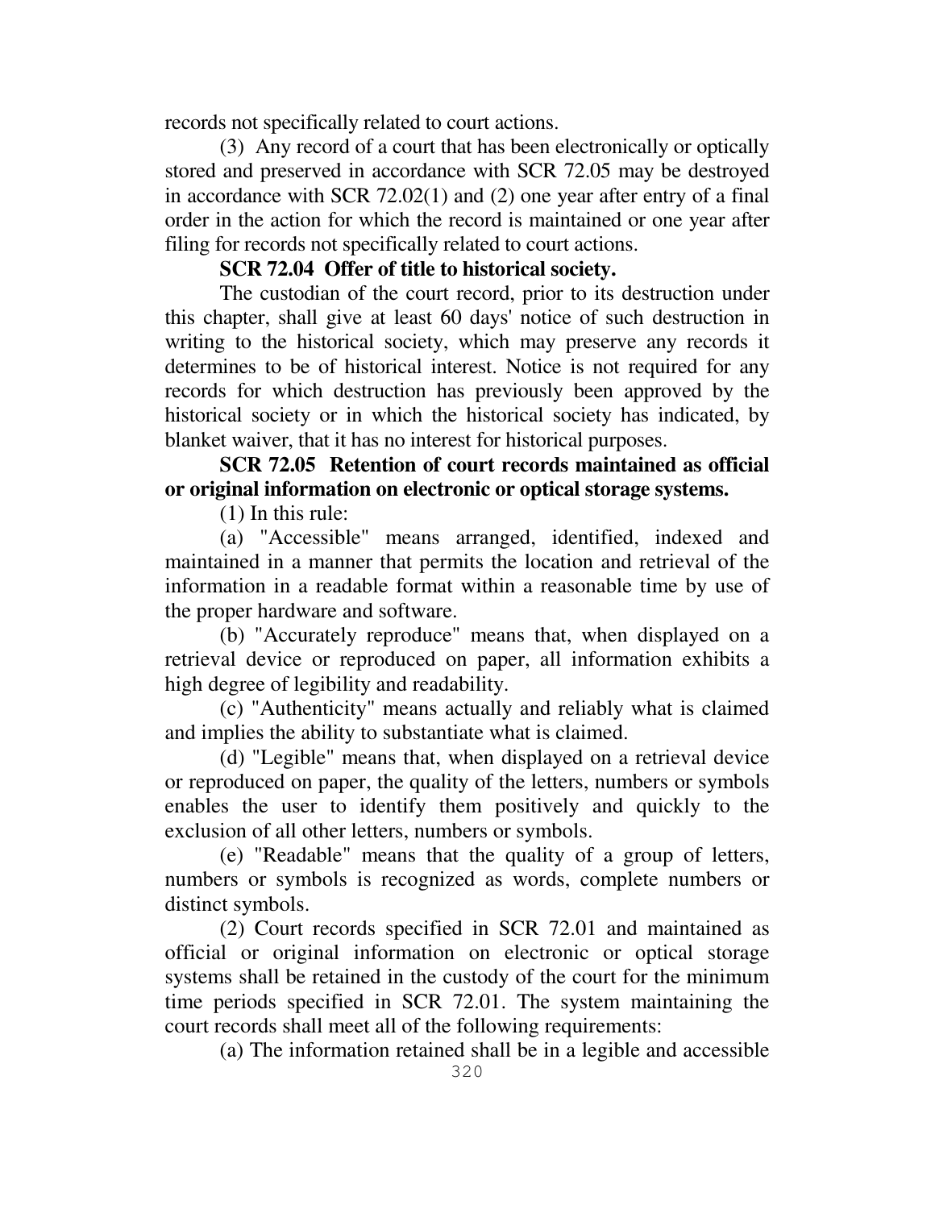records not specifically related to court actions.

(3) Any record of a court that has been electronically or optically stored and preserved in accordance with SCR 72.05 may be destroyed in accordance with SCR 72.02(1) and (2) one year after entry of a final order in the action for which the record is maintained or one year after filing for records not specifically related to court actions.

**SCR 72.04 Offer of title to historical society.**

The custodian of the court record, prior to its destruction under this chapter, shall give at least 60 days' notice of such destruction in writing to the historical society, which may preserve any records it determines to be of historical interest. Notice is not required for any records for which destruction has previously been approved by the historical society or in which the historical society has indicated, by blanket waiver, that it has no interest for historical purposes.

**SCR 72.05 Retention of court records maintained as official or original information on electronic or optical storage systems.**

(1) In this rule:

(a) "Accessible" means arranged, identified, indexed and maintained in a manner that permits the location and retrieval of the information in a readable format within a reasonable time by use of the proper hardware and software.

(b) "Accurately reproduce" means that, when displayed on a retrieval device or reproduced on paper, all information exhibits a high degree of legibility and readability.

(c) "Authenticity" means actually and reliably what is claimed and implies the ability to substantiate what is claimed.

(d) "Legible" means that, when displayed on a retrieval device or reproduced on paper, the quality of the letters, numbers or symbols enables the user to identify them positively and quickly to the exclusion of all other letters, numbers or symbols.

(e) "Readable" means that the quality of a group of letters, numbers or symbols is recognized as words, complete numbers or distinct symbols.

(2) Court records specified in SCR 72.01 and maintained as official or original information on electronic or optical storage systems shall be retained in the custody of the court for the minimum time periods specified in SCR 72.01. The system maintaining the court records shall meet all of the following requirements:

(a) The information retained shall be in a legible and accessible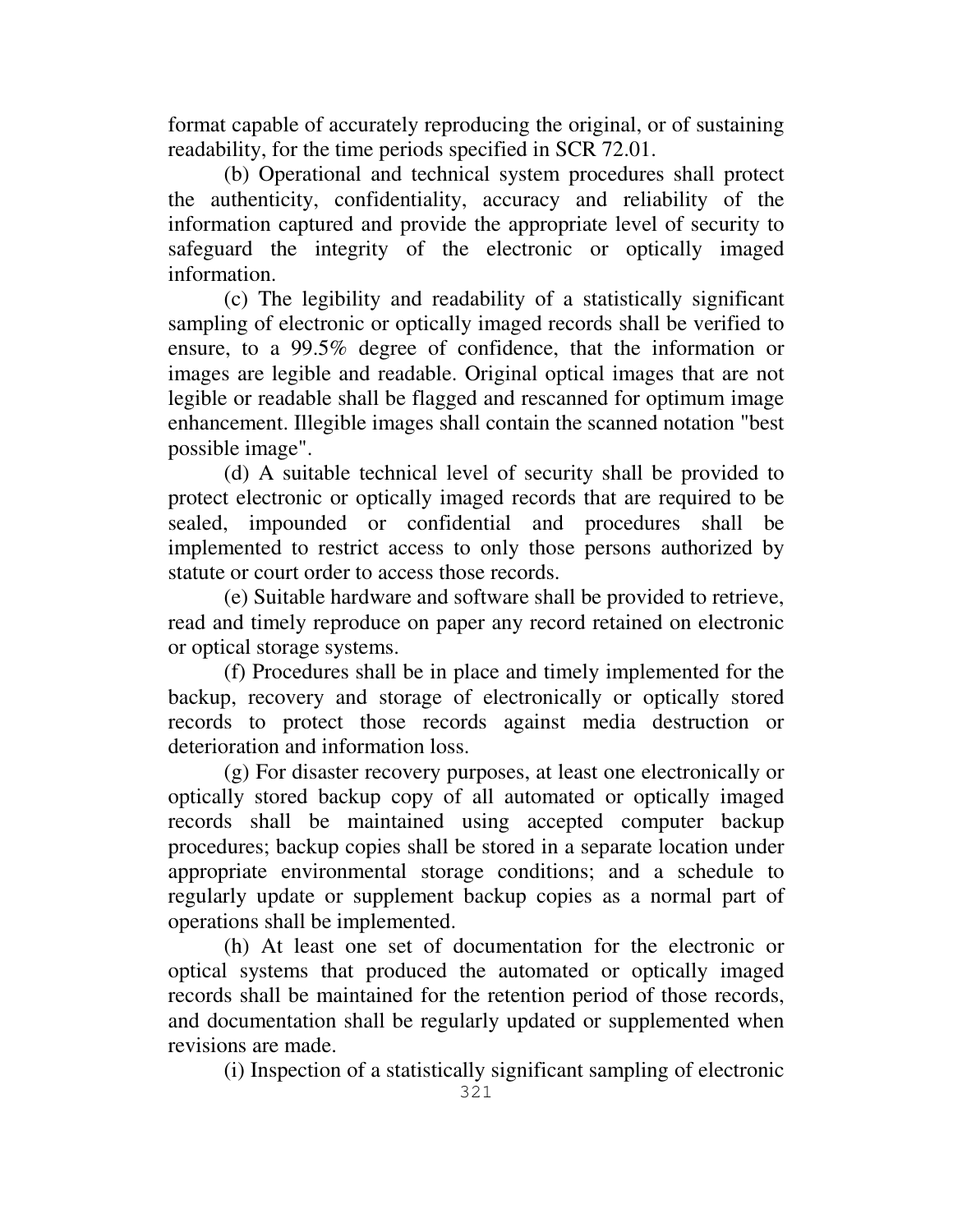format capable of accurately reproducing the original, or of sustaining readability, for the time periods specified in SCR 72.01.

(b) Operational and technical system procedures shall protect the authenticity, confidentiality, accuracy and reliability of the information captured and provide the appropriate level of security to safeguard the integrity of the electronic or optically imaged information.

(c) The legibility and readability of a statistically significant sampling of electronic or optically imaged records shall be verified to ensure, to a 99.5% degree of confidence, that the information or images are legible and readable. Original optical images that are not legible or readable shall be flagged and rescanned for optimum image enhancement. Illegible images shall contain the scanned notation "best possible image".

(d) A suitable technical level of security shall be provided to protect electronic or optically imaged records that are required to be sealed, impounded or confidential and procedures shall be implemented to restrict access to only those persons authorized by statute or court order to access those records.

(e) Suitable hardware and software shall be provided to retrieve, read and timely reproduce on paper any record retained on electronic or optical storage systems.

(f) Procedures shall be in place and timely implemented for the backup, recovery and storage of electronically or optically stored records to protect those records against media destruction or deterioration and information loss.

(g) For disaster recovery purposes, at least one electronically or optically stored backup copy of all automated or optically imaged records shall be maintained using accepted computer backup procedures; backup copies shall be stored in a separate location under appropriate environmental storage conditions; and a schedule to regularly update or supplement backup copies as a normal part of operations shall be implemented.

(h) At least one set of documentation for the electronic or optical systems that produced the automated or optically imaged records shall be maintained for the retention period of those records, and documentation shall be regularly updated or supplemented when revisions are made.

(i) Inspection of a statistically significant sampling of electronic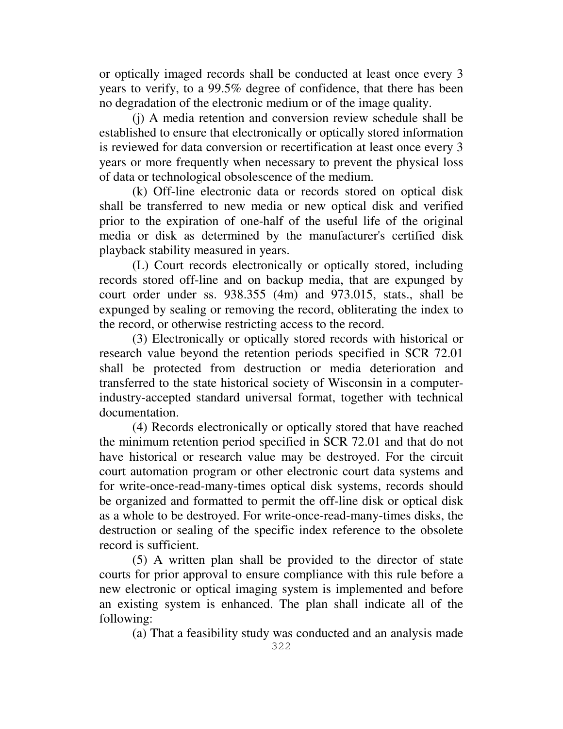or optically imaged records shall be conducted at least once every 3 years to verify, to a 99.5% degree of confidence, that there has been no degradation of the electronic medium or of the image quality.

(j) A media retention and conversion review schedule shall be established to ensure that electronically or optically stored information is reviewed for data conversion or recertification at least once every 3 years or more frequently when necessary to prevent the physical loss of data or technological obsolescence of the medium.

(k) Off-line electronic data or records stored on optical disk shall be transferred to new media or new optical disk and verified prior to the expiration of one-half of the useful life of the original media or disk as determined by the manufacturer's certified disk playback stability measured in years.

(L) Court records electronically or optically stored, including records stored off-line and on backup media, that are expunged by court order under ss. 938.355 (4m) and 973.015, stats., shall be expunged by sealing or removing the record, obliterating the index to the record, or otherwise restricting access to the record.

(3) Electronically or optically stored records with historical or research value beyond the retention periods specified in SCR 72.01 shall be protected from destruction or media deterioration and transferred to the state historical society of Wisconsin in a computer-industry-accepted standard universal format, together with technical documentation.

(4) Records electronically or optically stored that have reached the minimum retention period specified in SCR 72.01 and that do not have historical or research value may be destroyed. For the circuit court automation program or other electronic court data systems and for write-once-read-many-times optical disk systems, records should be organized and formatted to permit the off-line disk or optical disk as a whole to be destroyed. For write-once-read-many-times disks, the destruction or sealing of the specific index reference to the obsolete record is sufficient.

(5) A written plan shall be provided to the director of state courts for prior approval to ensure compliance with this rule before a new electronic or optical imaging system is implemented and before an existing system is enhanced. The plan shall indicate all of the following:

(a) That a feasibility study was conducted and an analysis made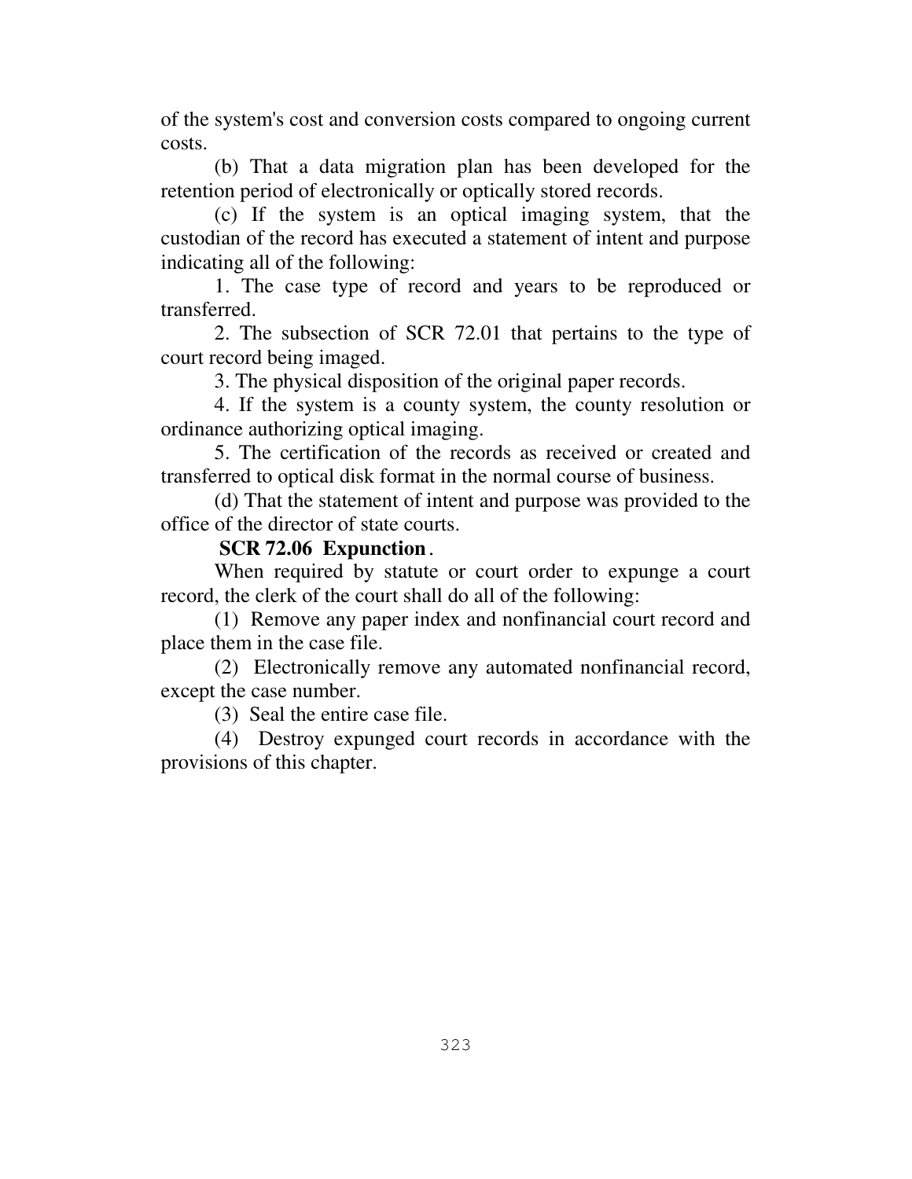of the system's cost and conversion costs compared to ongoing current costs.

(b) That a data migration plan has been developed for the retention period of electronically or optically stored records.

(c) If the system is an optical imaging system, that the custodian of the record has executed a statement of intent and purpose indicating all of the following:

1. The case type of record and years to be reproduced or transferred.

2. The subsection of SCR 72.01 that pertains to the type of court record being imaged.

3. The physical disposition of the original paper records.

4. If the system is a county system, the county resolution or ordinance authorizing optical imaging.

5. The certification of the records as received or created and transferred to optical disk format in the normal course of business.

(d) That the statement of intent and purpose was provided to the office of the director of state courts.

**SCR 72.06 Expunction**.

When required by statute or court order to expunge a court record, the clerk of the court shall do all of the following:

(1) Remove any paper index and nonfinancial court record and place them in the case file.

(2) Electronically remove any automated nonfinancial record, except the case number.

(3) Seal the entire case file.

(4) Destroy expunged court records in accordance with the provisions of this chapter.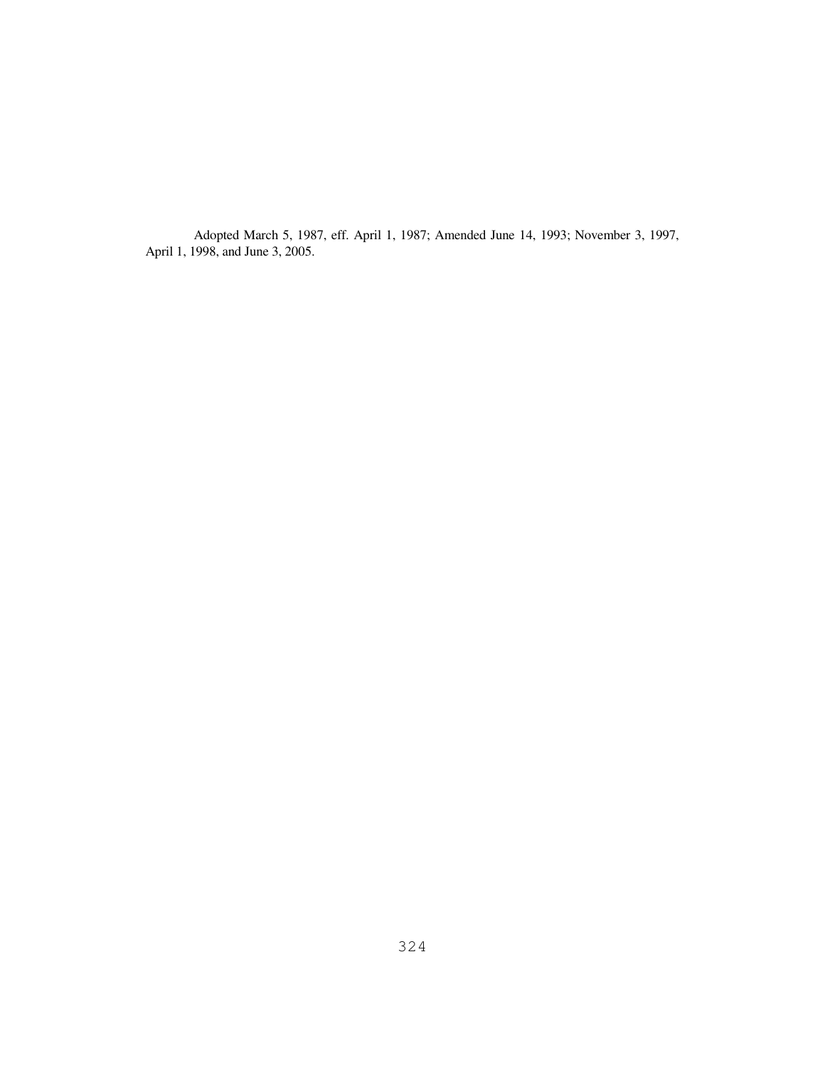Adopted March 5, 1987, eff. April 1, 1987; Amended June 14, 1993; November 3, 1997, April 1, 1998, and June 3, 2005.